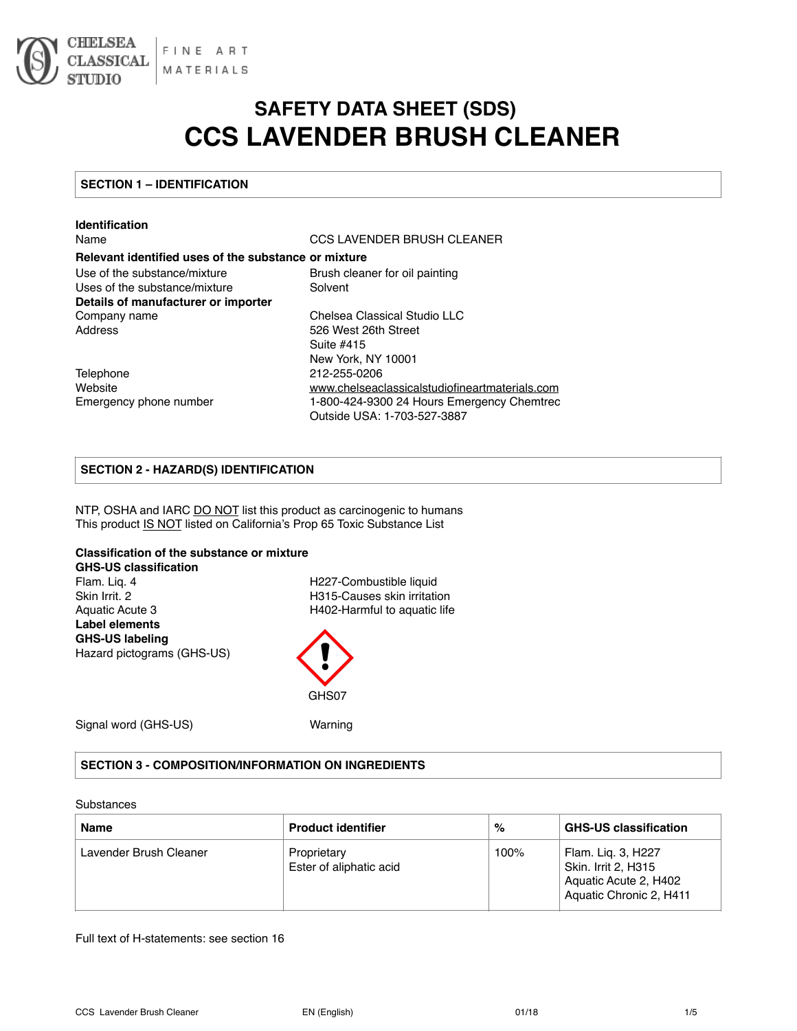CHELSEA CLASSICAL STUDIO | FINE ART MATERIALS

# SAFETY DATA SHEET (SDS)
# CCS LAVENDER BRUSH CLEANER

## SECTION 1 – IDENTIFICATION

**Identification**

| | |
|---|---|
| Name | CCS LAVENDER BRUSH CLEANER |
| **Relevant identified uses of the substance or mixture** | |
| Use of the substance/mixture | Brush cleaner for oil painting |
| Uses of the substance/mixture | Solvent |
| **Details of manufacturer or importer** | |
| Company name | Chelsea Classical Studio LLC |
| Address | 526 West 26th Street<br>Suite #415<br>New York, NY 10001 |
| Telephone | 212-255-0206 |
| Website | www.chelseaclassicalstudiofineartmaterials.com |
| Emergency phone number | 1-800-424-9300 24 Hours Emergency Chemtrec<br>Outside USA: 1-703-527-3887 |

## SECTION 2 - HAZARD(S) IDENTIFICATION

NTP, OSHA and IARC DO NOT list this product as carcinogenic to humans
This product IS NOT listed on California's Prop 65 Toxic Substance List

**Classification of the substance or mixture**
**GHS-US classification**

| | |
|---|---|
| Flam. Liq. 4 | H227-Combustible liquid |
| Skin Irrit. 2 | H315-Causes skin irritation |
| Aquatic Acute 3 | H402-Harmful to aquatic life |

**Label elements**
**GHS-US labeling**

Hazard pictograms (GHS-US): GHS07

Signal word (GHS-US): Warning

## SECTION 3 - COMPOSITION/INFORMATION ON INGREDIENTS

Substances

| Name | Product identifier | % | GHS-US classification |
|---|---|---|---|
| Lavender Brush Cleaner | Proprietary<br>Ester of aliphatic acid | 100% | Flam. Liq. 3, H227<br>Skin. Irrit 2, H315<br>Aquatic Acute 2, H402<br>Aquatic Chronic 2, H411 |

Full text of H-statements: see section 16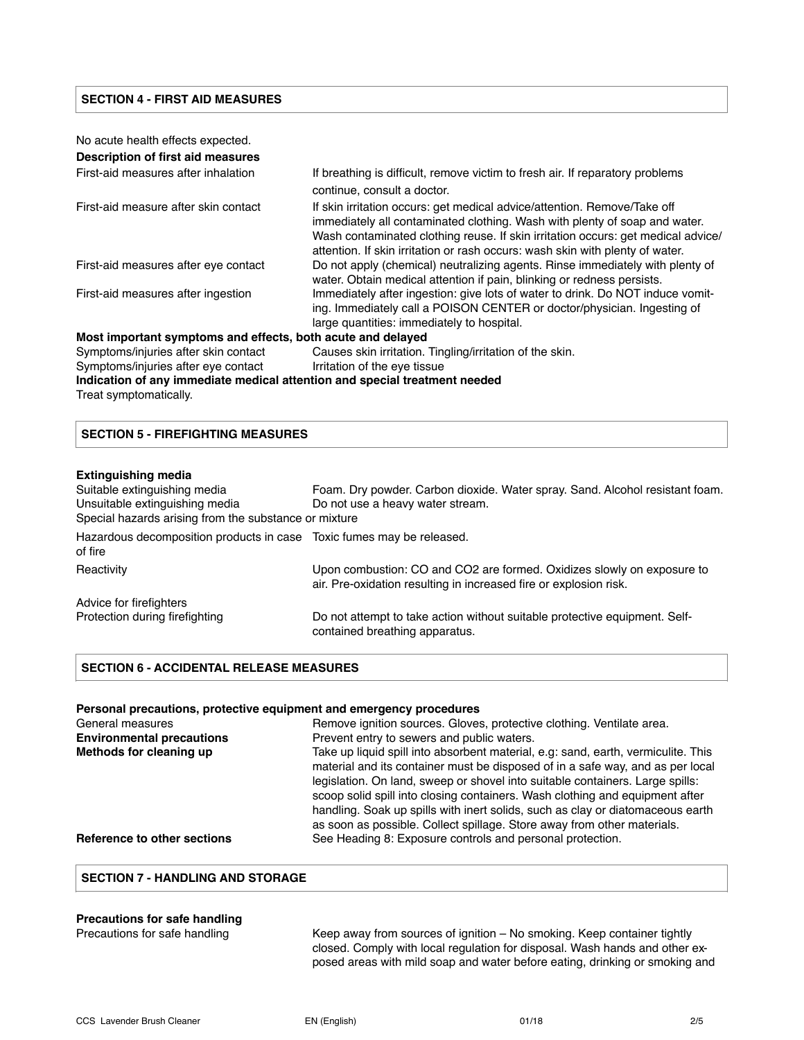## SECTION 4 - FIRST AID MEASURES

No acute health effects expected.

**Description of first aid measures**

| | |
|---|---|
| First-aid measures after inhalation | If breathing is difficult, remove victim to fresh air. If reparatory problems continue, consult a doctor. |
| First-aid measure after skin contact | If skin irritation occurs: get medical advice/attention. Remove/Take off immediately all contaminated clothing. Wash with plenty of soap and water. Wash contaminated clothing reuse. If skin irritation occurs: get medical advice/attention. If skin irritation or rash occurs: wash skin with plenty of water. |
| First-aid measures after eye contact | Do not apply (chemical) neutralizing agents. Rinse immediately with plenty of water. Obtain medical attention if pain, blinking or redness persists. |
| First-aid measures after ingestion | Immediately after ingestion: give lots of water to drink. Do NOT induce vomiting. Immediately call a POISON CENTER or doctor/physician. Ingesting of large quantities: immediately to hospital. |

**Most important symptoms and effects, both acute and delayed**

| | |
|---|---|
| Symptoms/injuries after skin contact | Causes skin irritation. Tingling/irritation of the skin. |
| Symptoms/injuries after eye contact | Irritation of the eye tissue |

**Indication of any immediate medical attention and special treatment needed**

Treat symptomatically.

## SECTION 5 - FIREFIGHTING MEASURES

**Extinguishing media**

| | |
|---|---|
| Suitable extinguishing media | Foam. Dry powder. Carbon dioxide. Water spray. Sand. Alcohol resistant foam. |
| Unsuitable extinguishing media | Do not use a heavy water stream. |

Special hazards arising from the substance or mixture

| | |
|---|---|
| Hazardous decomposition products in case of fire | Toxic fumes may be released. |
| Reactivity | Upon combustion: CO and $CO_2$ are formed. Oxidizes slowly on exposure to air. Pre-oxidation resulting in increased fire or explosion risk. |

Advice for firefighters

| | |
|---|---|
| Protection during firefighting | Do not attempt to take action without suitable protective equipment. Self-contained breathing apparatus. |

## SECTION 6 - ACCIDENTAL RELEASE MEASURES

**Personal precautions, protective equipment and emergency procedures**

| | |
|---|---|
| General measures | Remove ignition sources. Gloves, protective clothing. Ventilate area. |
| **Environmental precautions** | Prevent entry to sewers and public waters. |
| **Methods for cleaning up** | Take up liquid spill into absorbent material, e.g: sand, earth, vermiculite. This material and its container must be disposed of in a safe way, and as per local legislation. On land, sweep or shovel into suitable containers. Large spills: scoop solid spill into closing containers. Wash clothing and equipment after handling. Soak up spills with inert solids, such as clay or diatomaceous earth as soon as possible. Collect spillage. Store away from other materials. |
| **Reference to other sections** | See Heading 8: Exposure controls and personal protection. |

## SECTION 7 - HANDLING AND STORAGE

**Precautions for safe handling**

| | |
|---|---|
| Precautions for safe handling | Keep away from sources of ignition – No smoking. Keep container tightly closed. Comply with local regulation for disposal. Wash hands and other exposed areas with mild soap and water before eating, drinking or smoking and |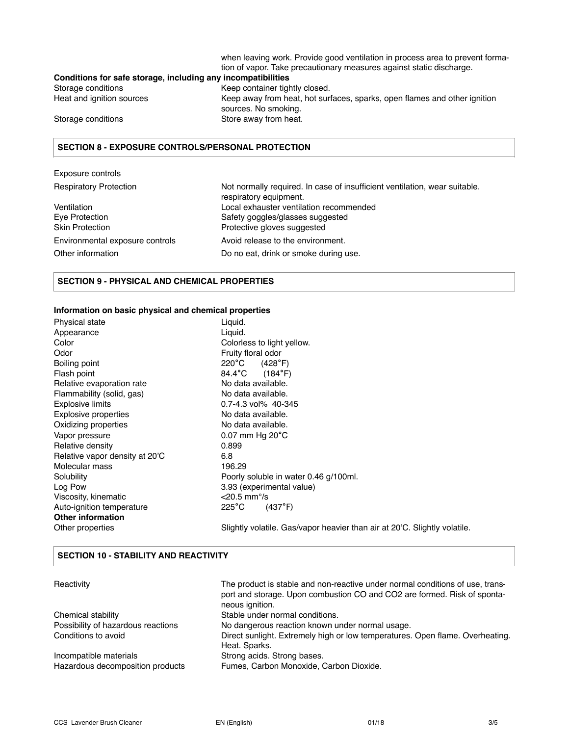when leaving work. Provide good ventilation in process area to prevent formation of vapor. Take precautionary measures against static discharge.

**Conditions for safe storage, including any incompatibilities**

| | |
|---|---|
| Storage conditions | Keep container tightly closed. |
| Heat and ignition sources | Keep away from heat, hot surfaces, sparks, open flames and other ignition sources. No smoking. |
| Storage conditions | Store away from heat. |

## SECTION 8 - EXPOSURE CONTROLS/PERSONAL PROTECTION

Exposure controls

| | |
|---|---|
| Respiratory Protection | Not normally required. In case of insufficient ventilation, wear suitable. respiratory equipment. |
| Ventilation | Local exhauster ventilation recommended |
| Eye Protection | Safety goggles/glasses suggested |
| Skin Protection | Protective gloves suggested |
| Environmental exposure controls | Avoid release to the environment. |
| Other information | Do no eat, drink or smoke during use. |

## SECTION 9 - PHYSICAL AND CHEMICAL PROPERTIES

**Information on basic physical and chemical properties**

| | |
|---|---|
| Physical state | Liquid. |
| Appearance | Liquid. |
| Color | Colorless to light yellow. |
| Odor | Fruity floral odor |
| Boiling point | 220˚C (428˚F) |
| Flash point | 84.4˚C (184˚F) |
| Relative evaporation rate | No data available. |
| Flammability (solid, gas) | No data available. |
| Explosive limits | 0.7-4.3 vol% 40-345 |
| Explosive properties | No data available. |
| Oxidizing properties | No data available. |
| Vapor pressure | 0.07 mm Hg 20˚C |
| Relative density | 0.899 |
| Relative vapor density at 20'C | 6.8 |
| Molecular mass | 196.29 |
| Solubility | Poorly soluble in water 0.46 g/100ml. |
| Log Pow | 3.93 (experimental value) |
| Viscosity, kinematic | <20.5 mm°/s |
| Auto-ignition temperature | 225˚C (437˚F) |

**Other information**

| | |
|---|---|
| Other properties | Slightly volatile. Gas/vapor heavier than air at 20'C. Slightly volatile. |

## SECTION 10 - STABILITY AND REACTIVITY

| | |
|---|---|
| Reactivity | The product is stable and non-reactive under normal conditions of use, transport and storage. Upon combustion CO and CO2 are formed. Risk of spontaneous ignition. |
| Chemical stability | Stable under normal conditions. |
| Possibility of hazardous reactions | No dangerous reaction known under normal usage. |
| Conditions to avoid | Direct sunlight. Extremely high or low temperatures. Open flame. Overheating. Heat. Sparks. |
| Incompatible materials | Strong acids. Strong bases. |
| Hazardous decomposition products | Fumes, Carbon Monoxide, Carbon Dioxide. |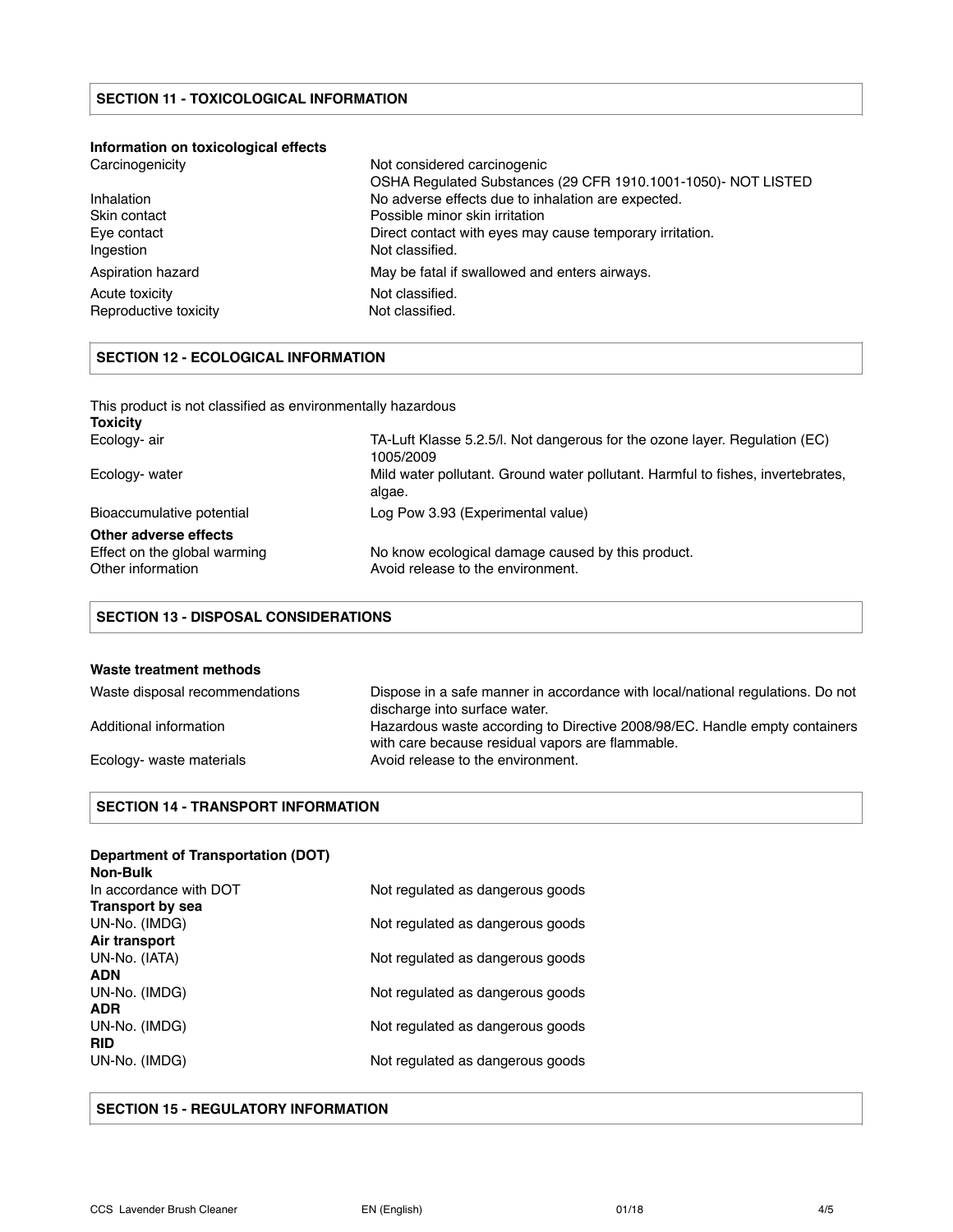## SECTION 11 - TOXICOLOGICAL INFORMATION

**Information on toxicological effects**

| | |
|---|---|
| Carcinogenicity | Not considered carcinogenic<br>OSHA Regulated Substances (29 CFR 1910.1001-1050)- NOT LISTED |
| Inhalation | No adverse effects due to inhalation are expected. |
| Skin contact | Possible minor skin irritation |
| Eye contact | Direct contact with eyes may cause temporary irritation. |
| Ingestion | Not classified. |
| Aspiration hazard | May be fatal if swallowed and enters airways. |
| Acute toxicity | Not classified. |
| Reproductive toxicity | Not classified. |

## SECTION 12 - ECOLOGICAL INFORMATION

This product is not classified as environmentally hazardous

**Toxicity**

| | |
|---|---|
| Ecology- air | TA-Luft Klasse 5.2.5/l. Not dangerous for the ozone layer. Regulation (EC) 1005/2009 |
| Ecology- water | Mild water pollutant. Ground water pollutant. Harmful to fishes, invertebrates, algae. |
| Bioaccumulative potential | Log Pow 3.93 (Experimental value) |

**Other adverse effects**

| | |
|---|---|
| Effect on the global warming | No know ecological damage caused by this product. |
| Other information | Avoid release to the environment. |

## SECTION 13 - DISPOSAL CONSIDERATIONS

**Waste treatment methods**

| | |
|---|---|
| Waste disposal recommendations | Dispose in a safe manner in accordance with local/national regulations. Do not discharge into surface water. |
| Additional information | Hazardous waste according to Directive 2008/98/EC. Handle empty containers with care because residual vapors are flammable. |
| Ecology- waste materials | Avoid release to the environment. |

## SECTION 14 - TRANSPORT INFORMATION

**Department of Transportation (DOT)**

**Non-Bulk**

In accordance with DOT — Not regulated as dangerous goods

**Transport by sea**

UN-No. (IMDG) — Not regulated as dangerous goods

**Air transport**

UN-No. (IATA) — Not regulated as dangerous goods

**ADN**

UN-No. (IMDG) — Not regulated as dangerous goods

**ADR**

UN-No. (IMDG) — Not regulated as dangerous goods

**RID**

UN-No. (IMDG) — Not regulated as dangerous goods

## SECTION 15 - REGULATORY INFORMATION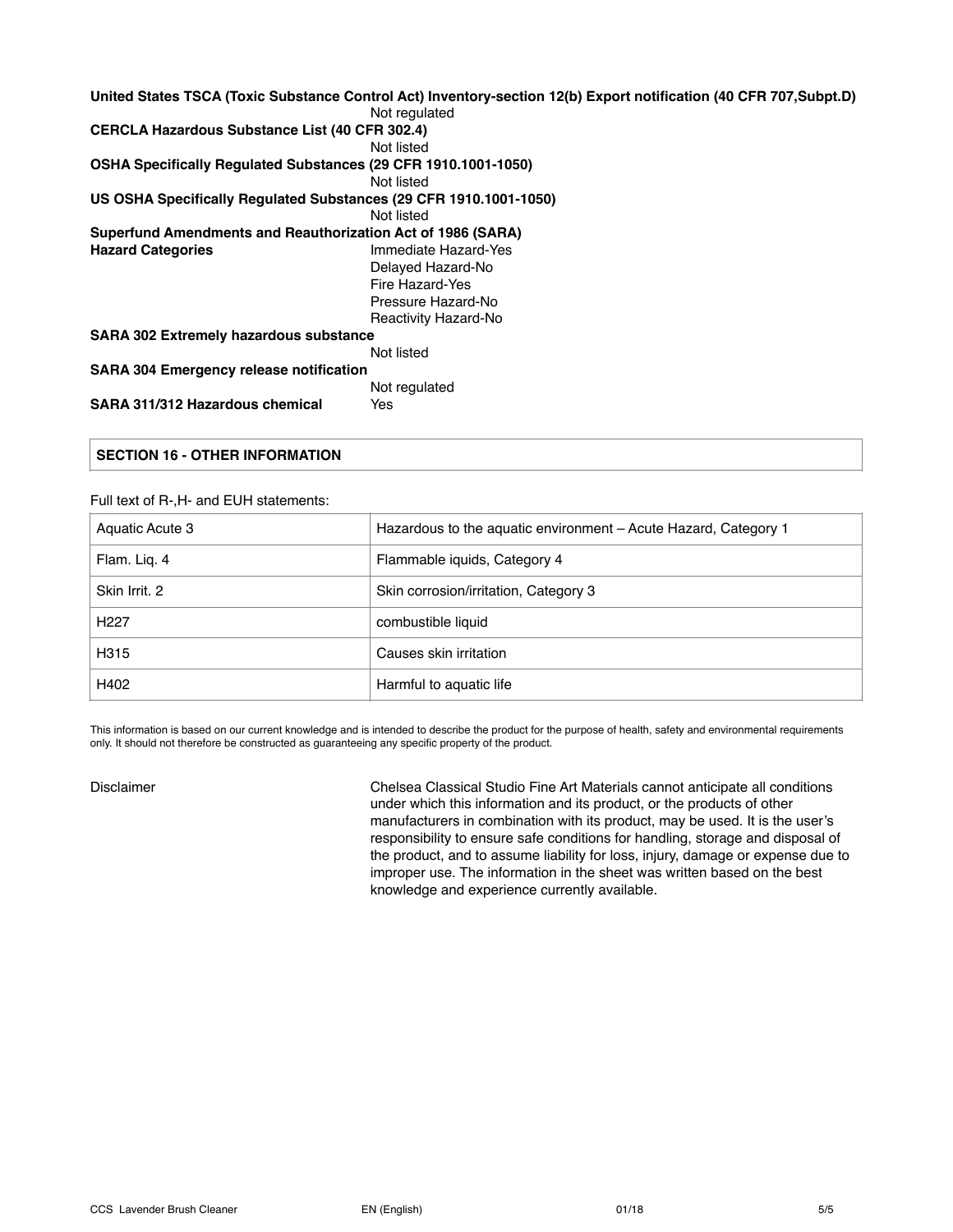**United States TSCA (Toxic Substance Control Act) Inventory-section 12(b) Export notification (40 CFR 707,Subpt.D)**
Not regulated

**CERCLA Hazardous Substance List (40 CFR 302.4)**
Not listed

**OSHA Specifically Regulated Substances (29 CFR 1910.1001-1050)**
Not listed

**US OSHA Specifically Regulated Substances (29 CFR 1910.1001-1050)**
Not listed

**Superfund Amendments and Reauthorization Act of 1986 (SARA)**

**Hazard Categories**
Immediate Hazard-Yes
Delayed Hazard-No
Fire Hazard-Yes
Pressure Hazard-No
Reactivity Hazard-No

**SARA 302 Extremely hazardous substance**
Not listed

**SARA 304 Emergency release notification**
Not regulated

**SARA 311/312 Hazardous chemical** Yes

## SECTION 16 - OTHER INFORMATION

Full text of R-,H- and EUH statements:

| | |
|---|---|
| Aquatic Acute 3 | Hazardous to the aquatic environment – Acute Hazard, Category 1 |
| Flam. Liq. 4 | Flammable iquids, Category 4 |
| Skin Irrit. 2 | Skin corrosion/irritation, Category 3 |
| H227 | combustible liquid |
| H315 | Causes skin irritation |
| H402 | Harmful to aquatic life |

This information is based on our current knowledge and is intended to describe the product for the purpose of health, safety and environmental requirements only. It should not therefore be constructed as guaranteeing any specific property of the product.

Disclaimer

Chelsea Classical Studio Fine Art Materials cannot anticipate all conditions under which this information and its product, or the products of other manufacturers in combination with its product, may be used. It is the user's responsibility to ensure safe conditions for handling, storage and disposal of the product, and to assume liability for loss, injury, damage or expense due to improper use. The information in the sheet was written based on the best knowledge and experience currently available.